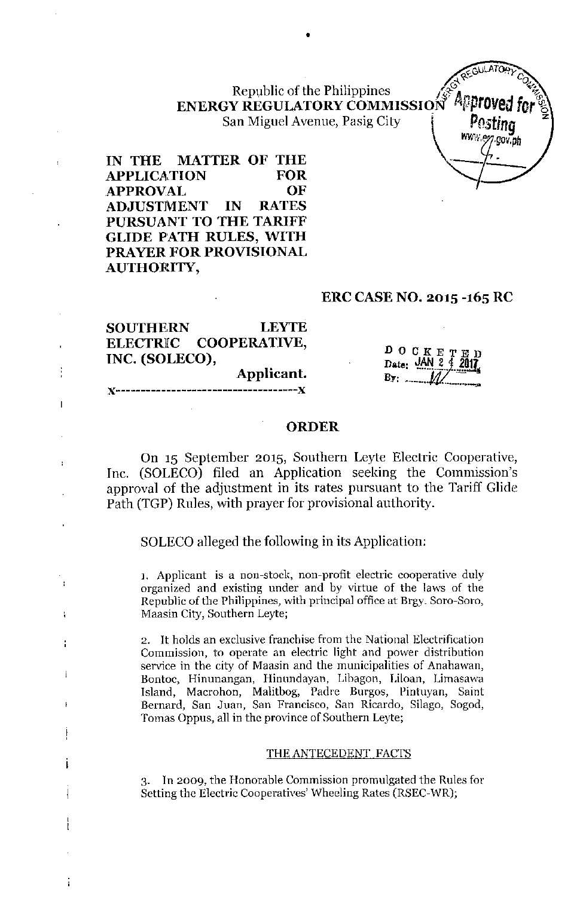Republic of the Philippines
**ENERGY REGULATORY COMMISSION**
San Miguel Avenue, Pasig City

Approved for Posting
www.erc.gov.ph

**IN THE MATTER OF THE APPLICATION FOR APPROVAL OF ADJUSTMENT IN RATES PURSUANT TO THE TARIFF GLIDE PATH RULES, WITH PRAYER FOR PROVISIONAL AUTHORITY,**

**ERC CASE NO. 2015 -165 RC**

**SOUTHERN LEYTE ELECTRIC COOPERATIVE, INC. (SOLECO),**
**Applicant.**
x-----------------------------------x

DOCKETED
Date: JAN 24 2017
By: ___

## ORDER

On 15 September 2015, Southern Leyte Electric Cooperative, Inc. (SOLECO) filed an Application seeking the Commission's approval of the adjustment in its rates pursuant to the Tariff Glide Path (TGP) Rules, with prayer for provisional authority.

SOLECO alleged the following in its Application:

1. Applicant is a non-stock, non-profit electric cooperative duly organized and existing under and by virtue of the laws of the Republic of the Philippines, with principal office at Brgy. Soro-Soro, Maasin City, Southern Leyte;

2. It holds an exclusive franchise from the National Electrification Commission, to operate an electric light and power distribution service in the city of Maasin and the municipalities of Anahawan, Bontoc, Hinunangan, Hinundayan, Libagon, Liloan, Limasawa Island, Macrohon, Malitbog, Padre Burgos, Pintuyan, Saint Bernard, San Juan, San Francisco, San Ricardo, Silago, Sogod, Tomas Oppus, all in the province of Southern Leyte;

<u>THE ANTECEDENT FACTS</u>

3. In 2009, the Honorable Commission promulgated the Rules for Setting the Electric Cooperatives' Wheeling Rates (RSEC-WR);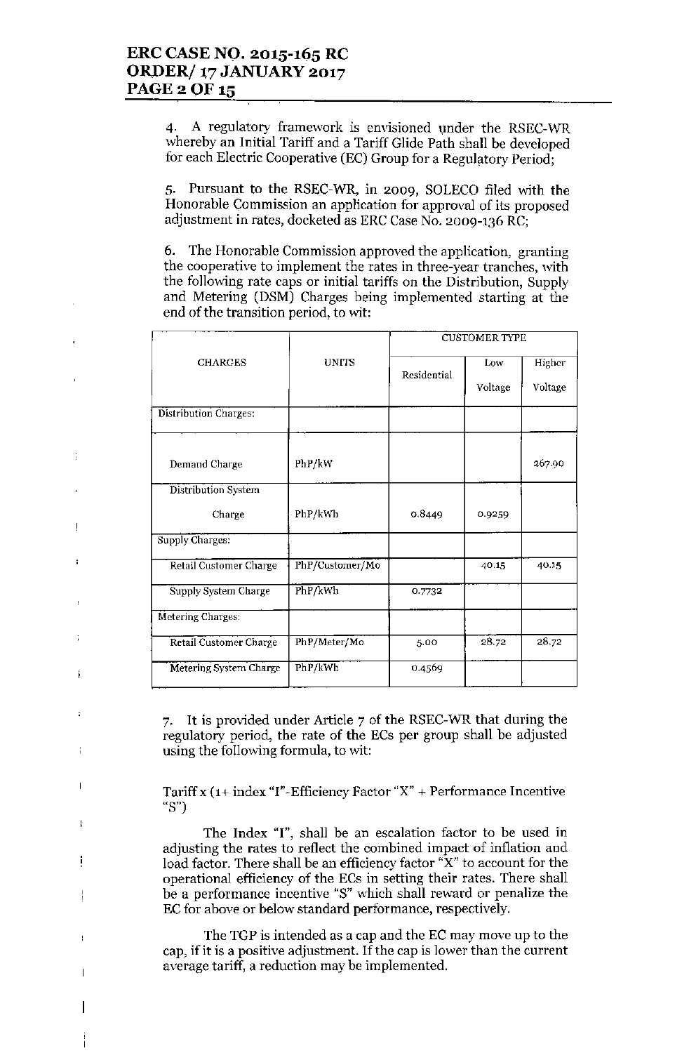4. A regulatory framework is envisioned under the RSEC-WR whereby an Initial Tariff and a Tariff Glide Path shall be developed for each Electric Cooperative (EC) Group for a Regulatory Period;

5. Pursuant to the RSEC-WR, in 2009, SOLECO filed with the Honorable Commission an application for approval of its proposed adjustment in rates, docketed as ERC Case No. 2009-136 RC;

6. The Honorable Commission approved the application, granting the cooperative to implement the rates in three-year tranches, with the following rate caps or initial tariffs on the Distribution, Supply and Metering (DSM) Charges being implemented starting at the end of the transition period, to wit:

| CHARGES | UNITS | CUSTOMER TYPE | | |
|---|---|---|---|---|
| | | Residential | Low Voltage | Higher Voltage |
| Distribution Charges: | | | | |
| Demand Charge | PhP/kW | | | 267.90 |
| Distribution System Charge | PhP/kWh | 0.8449 | 0.9259 | |
| Supply Charges: | | | | |
| Retail Customer Charge | PhP/Customer/Mo | | 40.15 | 40.15 |
| Supply System Charge | PhP/kWh | 0.7732 | | |
| Metering Charges: | | | | |
| Retail Customer Charge | PhP/Meter/Mo | 5.00 | 28.72 | 28.72 |
| Metering System Charge | PhP/kWh | 0.4569 | | |

7. It is provided under Article 7 of the RSEC-WR that during the regulatory period, the rate of the ECs per group shall be adjusted using the following formula, to wit:

Tariff x (1+ index "I"-Efficiency Factor "X" + Performance Incentive "S")

The Index "I", shall be an escalation factor to be used in adjusting the rates to reflect the combined impact of inflation and load factor. There shall be an efficiency factor "X" to account for the operational efficiency of the ECs in setting their rates. There shall be a performance incentive "S" which shall reward or penalize the EC for above or below standard performance, respectively.

The TGP is intended as a cap and the EC may move up to the cap, if it is a positive adjustment. If the cap is lower than the current average tariff, a reduction may be implemented.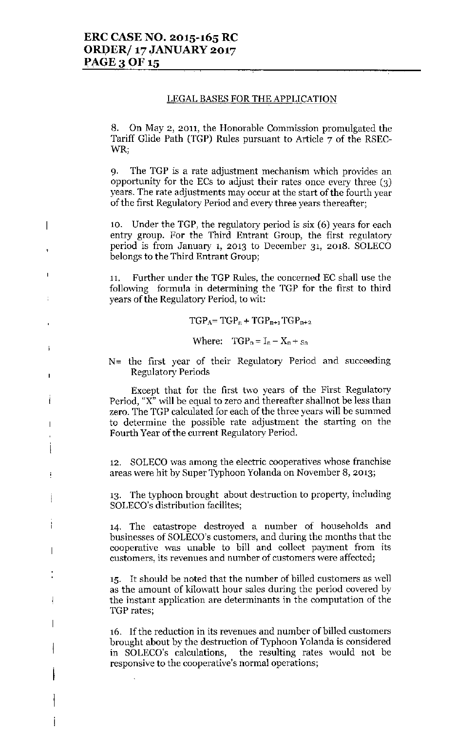## LEGAL BASES FOR THE APPLICATION

8. On May 2, 2011, the Honorable Commission promulgated the Tariff Glide Path (TGP) Rules pursuant to Article 7 of the RSEC-WR;

9. The TGP is a rate adjustment mechanism which provides an opportunity for the ECs to adjust their rates once every three (3) years. The rate adjustments may occur at the start of the fourth year of the first Regulatory Period and every three years thereafter;

10. Under the TGP, the regulatory period is six (6) years for each entry group. For the Third Entrant Group, the first regulatory period is from January 1, 2013 to December 31, 2018. SOLECO belongs to the Third Entrant Group;

11. Further under the TGP Rules, the concerned EC shall use the following formula in determining the TGP for the first to third years of the Regulatory Period, to wit:

$$TGP_A = TGP_n + TGP_{n+1} TGP_{n+2}$$

$$\text{Where: } TGP_n = I_n - X_n + s_n$$

N= the first year of their Regulatory Period and succeeding Regulatory Periods

Except that for the first two years of the First Regulatory Period, "X" will be equal to zero and thereafter shallnot be less than zero. The TGP calculated for each of the three years will be summed to determine the possible rate adjustment the starting on the Fourth Year of the current Regulatory Period.

12. SOLECO was among the electric cooperatives whose franchise areas were hit by Super Typhoon Yolanda on November 8, 2013;

13. The typhoon brought about destruction to property, including SOLECO's distribution facilites;

14. The catastrope destroyed a number of households and businesses of SOLECO's customers, and during the months that the cooperative was unable to bill and collect payment from its customers, its revenues and number of customers were affected;

15. It should be noted that the number of billed customers as well as the amount of kilowatt hour sales during the period covered by the instant application are determinants in the computation of the TGP rates;

16. If the reduction in its revenues and number of billed customers brought about by the destruction of Typhoon Yolanda is considered in SOLECO's calculations, the resulting rates would not be responsive to the cooperative's normal operations;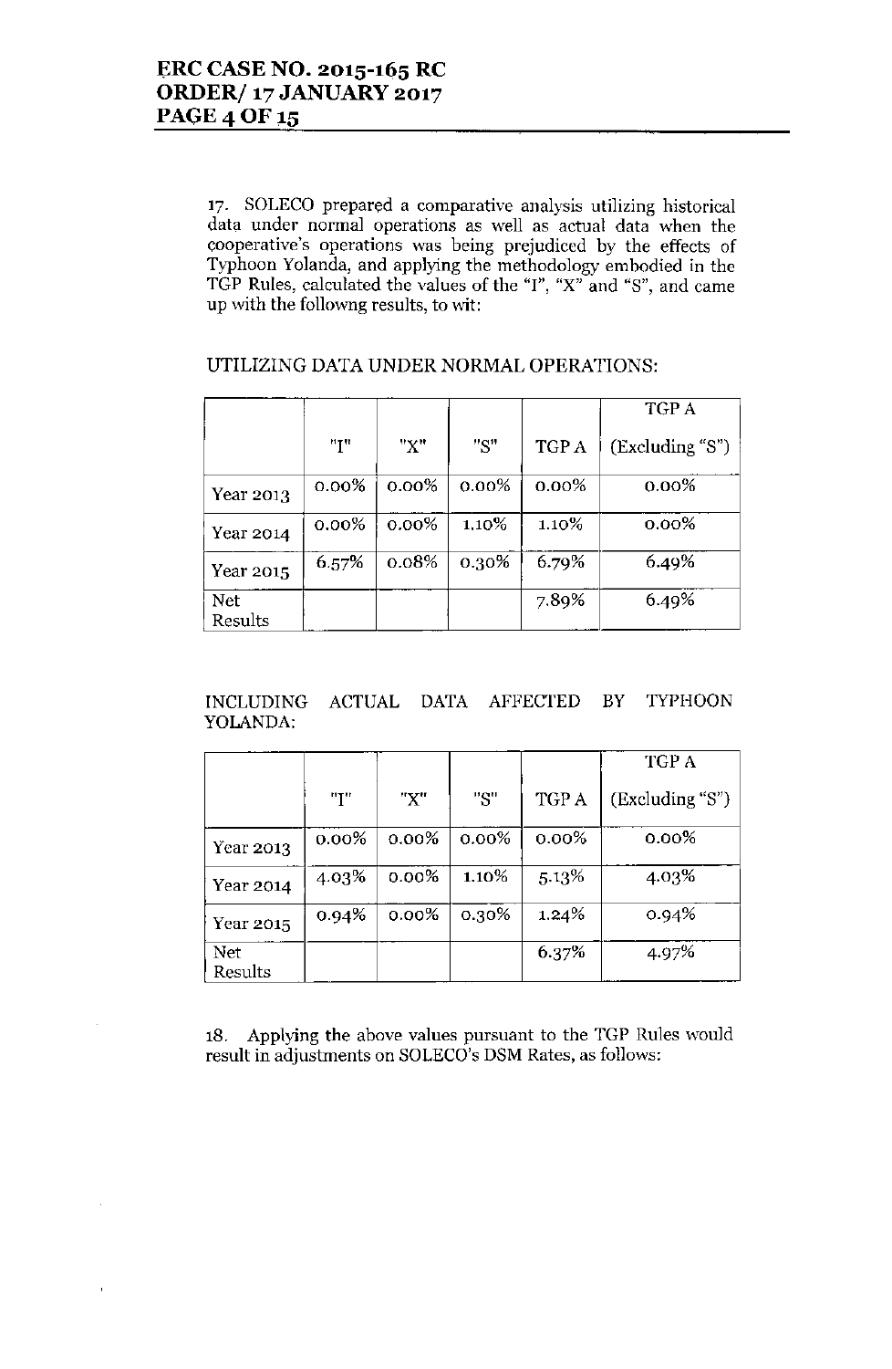17. SOLECO prepared a comparative analysis utilizing historical data under normal operations as well as actual data when the cooperative's operations was being prejudiced by the effects of Typhoon Yolanda, and applying the methodology embodied in the TGP Rules, calculated the values of the "I", "X" and "S", and came up with the followng results, to wit:

UTILIZING DATA UNDER NORMAL OPERATIONS:

| | "I" | "X" | "S" | TGP A | TGP A (Excluding "S") |
|---|---|---|---|---|---|
| Year 2013 | 0.00% | 0.00% | 0.00% | 0.00% | 0.00% |
| Year 2014 | 0.00% | 0.00% | 1.10% | 1.10% | 0.00% |
| Year 2015 | 6.57% | 0.08% | 0.30% | 6.79% | 6.49% |
| Net Results | | | | 7.89% | 6.49% |

INCLUDING ACTUAL DATA AFFECTED BY TYPHOON YOLANDA:

| | "I" | "X" | "S" | TGP A | TGP A (Excluding "S") |
|---|---|---|---|---|---|
| Year 2013 | 0.00% | 0.00% | 0.00% | 0.00% | 0.00% |
| Year 2014 | 4.03% | 0.00% | 1.10% | 5.13% | 4.03% |
| Year 2015 | 0.94% | 0.00% | 0.30% | 1.24% | 0.94% |
| Net Results | | | | 6.37% | 4.97% |

18. Applying the above values pursuant to the TGP Rules would result in adjustments on SOLECO's DSM Rates, as follows: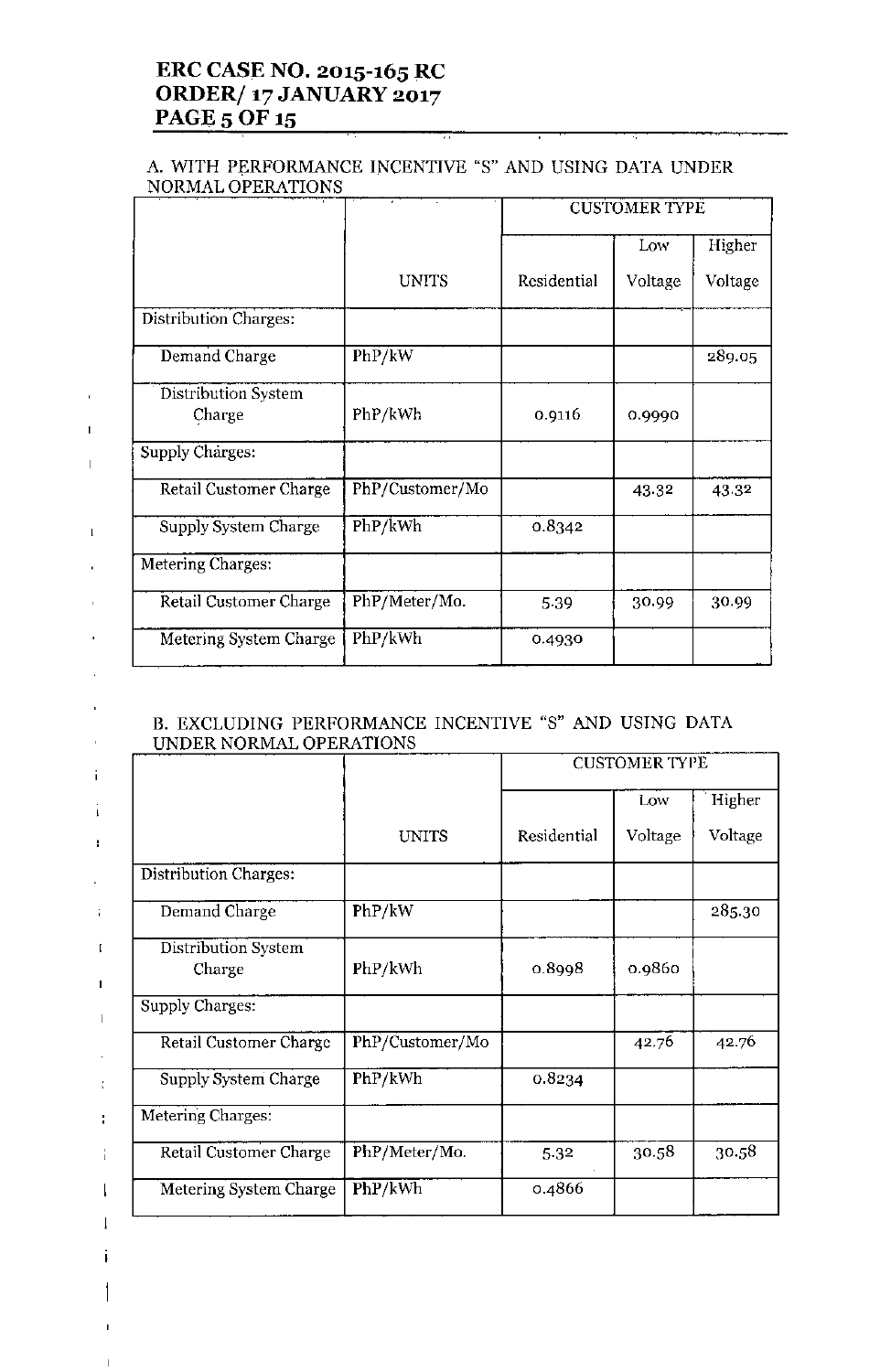A. WITH PERFORMANCE INCENTIVE "S" AND USING DATA UNDER NORMAL OPERATIONS

| | UNITS | CUSTOMER TYPE | | |
|---|---|---|---|---|
| | | Residential | Low Voltage | Higher Voltage |
| Distribution Charges: | | | | |
| Demand Charge | PhP/kW | | | 289.05 |
| Distribution System Charge | PhP/kWh | 0.9116 | 0.9990 | |
| Supply Charges: | | | | |
| Retail Customer Charge | PhP/Customer/Mo | | 43.32 | 43.32 |
| Supply System Charge | PhP/kWh | 0.8342 | | |
| Metering Charges: | | | | |
| Retail Customer Charge | PhP/Meter/Mo. | 5.39 | 30.99 | 30.99 |
| Metering System Charge | PhP/kWh | 0.4930 | | |

B. EXCLUDING PERFORMANCE INCENTIVE "S" AND USING DATA UNDER NORMAL OPERATIONS

| | UNITS | CUSTOMER TYPE | | |
|---|---|---|---|---|
| | | Residential | Low Voltage | Higher Voltage |
| Distribution Charges: | | | | |
| Demand Charge | PhP/kW | | | 285.30 |
| Distribution System Charge | PhP/kWh | 0.8998 | 0.9860 | |
| Supply Charges: | | | | |
| Retail Customer Charge | PhP/Customer/Mo | | 42.76 | 42.76 |
| Supply System Charge | PhP/kWh | 0.8234 | | |
| Metering Charges: | | | | |
| Retail Customer Charge | PhP/Meter/Mo. | 5.32 | 30.58 | 30.58 |
| Metering System Charge | PhP/kWh | 0.4866 | | |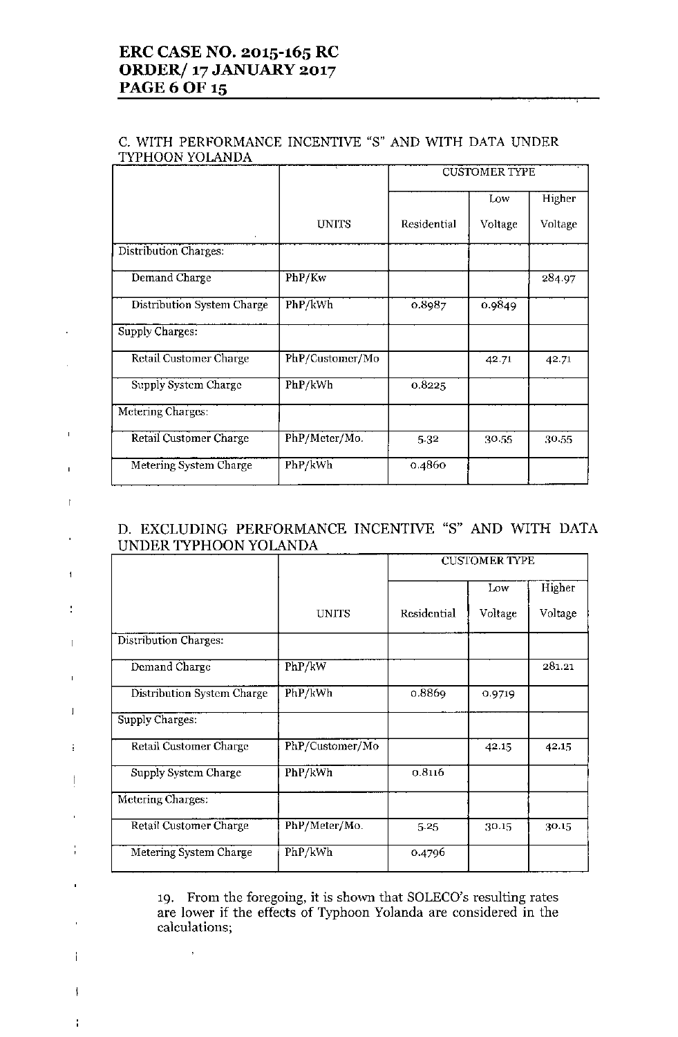C. WITH PERFORMANCE INCENTIVE "S" AND WITH DATA UNDER TYPHOON YOLANDA

| | UNITS | CUSTOMER TYPE | | |
|---|---|---|---|---|
| | | Residential | Low Voltage | Higher Voltage |
| Distribution Charges: | | | | |
| Demand Charge | PhP/Kw | | | 284.97 |
| Distribution System Charge | PhP/kWh | 0.8987 | 0.9849 | |
| Supply Charges: | | | | |
| Retail Customer Charge | PhP/Customer/Mo | | 42.71 | 42.71 |
| Supply System Charge | PhP/kWh | 0.8225 | | |
| Metering Charges: | | | | |
| Retail Customer Charge | PhP/Meter/Mo. | 5.32 | 30.55 | 30.55 |
| Metering System Charge | PhP/kWh | 0.4860 | | |

D. EXCLUDING PERFORMANCE INCENTIVE "S" AND WITH DATA UNDER TYPHOON YOLANDA

| | UNITS | CUSTOMER TYPE | | |
|---|---|---|---|---|
| | | Residential | Low Voltage | Higher Voltage |
| Distribution Charges: | | | | |
| Demand Charge | PhP/kW | | | 281.21 |
| Distribution System Charge | PhP/kWh | 0.8869 | 0.9719 | |
| Supply Charges: | | | | |
| Retail Customer Charge | PhP/Customer/Mo | | 42.15 | 42.15 |
| Supply System Charge | PhP/kWh | 0.8116 | | |
| Metering Charges: | | | | |
| Retail Customer Charge | PhP/Meter/Mo. | 5.25 | 30.15 | 30.15 |
| Metering System Charge | PhP/kWh | 0.4796 | | |

19. From the foregoing, it is shown that SOLECO's resulting rates are lower if the effects of Typhoon Yolanda are considered in the calculations;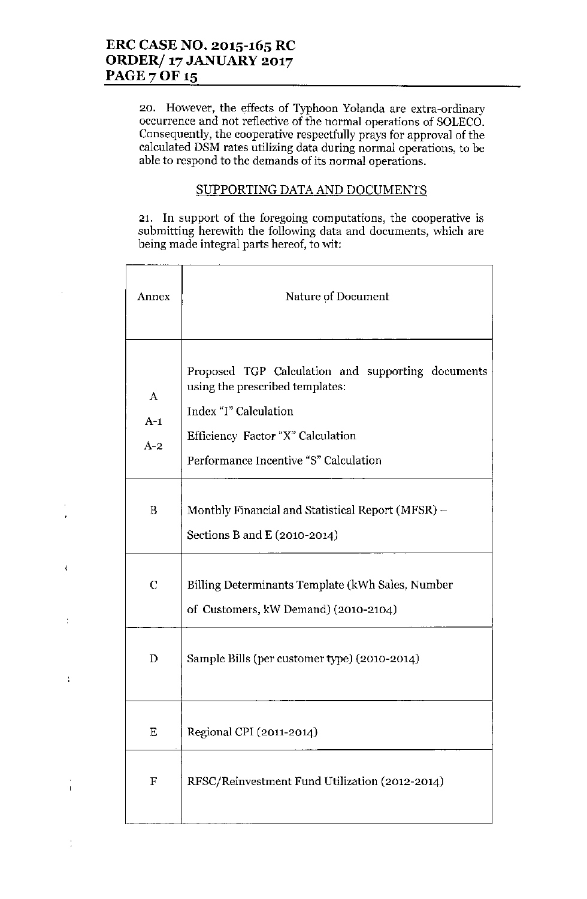20. However, the effects of Typhoon Yolanda are extra-ordinary occurrence and not reflective of the normal operations of SOLECO. Consequently, the cooperative respectfully prays for approval of the calculated DSM rates utilizing data during normal operations, to be able to respond to the demands of its normal operations.

## SUPPORTING DATA AND DOCUMENTS

21. In support of the foregoing computations, the cooperative is submitting herewith the following data and documents, which are being made integral parts hereof, to wit:

| Annex | Nature of Document |
|---|---|
| A<br>A-1<br>A-2 | Proposed TGP Calculation and supporting documents using the prescribed templates:<br>Index "I" Calculation<br>Efficiency Factor "X" Calculation<br>Performance Incentive "S" Calculation |
| B | Monthly Financial and Statistical Report (MFSR) – Sections B and E (2010-2014) |
| C | Billing Determinants Template (kWh Sales, Number of Customers, kW Demand) (2010-2104) |
| D | Sample Bills (per customer type) (2010-2014) |
| E | Regional CPI (2011-2014) |
| F | RFSC/Reinvestment Fund Utilization (2012-2014) |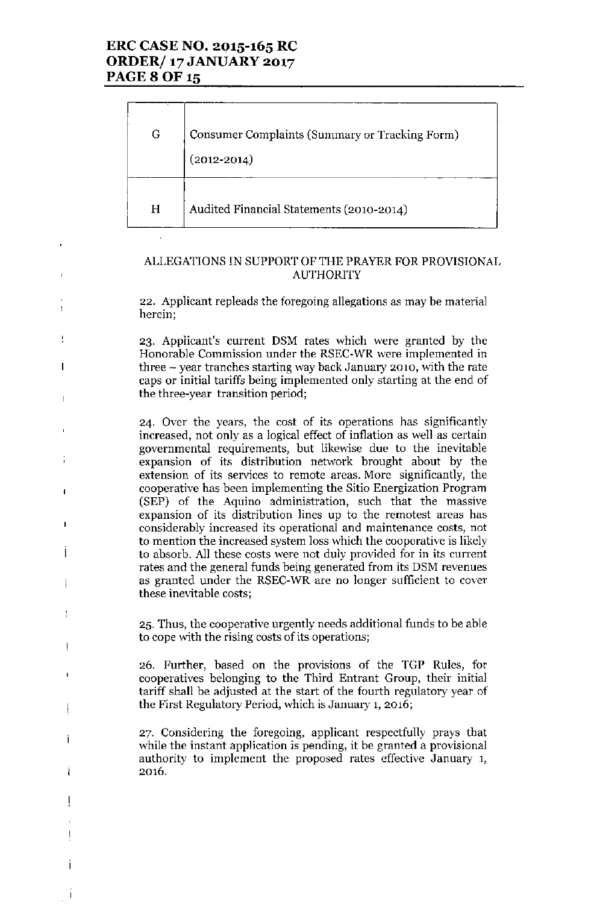| | |
|---|---|
| G | Consumer Complaints (Summary or Tracking Form) (2012-2014) |
| H | Audited Financial Statements (2010-2014) |

ALLEGATIONS IN SUPPORT OF THE PRAYER FOR PROVISIONAL AUTHORITY

22. Applicant repleads the foregoing allegations as may be material herein;

23. Applicant's current DSM rates which were granted by the Honorable Commission under the RSEC-WR were implemented in three – year tranches starting way back January 2010, with the rate caps or initial tariffs being implemented only starting at the end of the three-year transition period;

24. Over the years, the cost of its operations has significantly increased, not only as a logical effect of inflation as well as certain governmental requirements, but likewise due to the inevitable expansion of its distribution network brought about by the extension of its services to remote areas. More significantly, the cooperative has been implementing the Sitio Energization Program (SEP) of the Aquino administration, such that the massive expansion of its distribution lines up to the remotest areas has considerably increased its operational and maintenance costs, not to mention the increased system loss which the cooperative is likely to absorb. All these costs were not duly provided for in its current rates and the general funds being generated from its DSM revenues as granted under the RSEC-WR are no longer sufficient to cover these inevitable costs;

25. Thus, the cooperative urgently needs additional funds to be able to cope with the rising costs of its operations;

26. Further, based on the provisions of the TGP Rules, for cooperatives belonging to the Third Entrant Group, their initial tariff shall be adjusted at the start of the fourth regulatory year of the First Regulatory Period, which is January 1, 2016;

27. Considering the foregoing, applicant respectfully prays that while the instant application is pending, it be granted a provisional authority to implement the proposed rates effective January 1, 2016.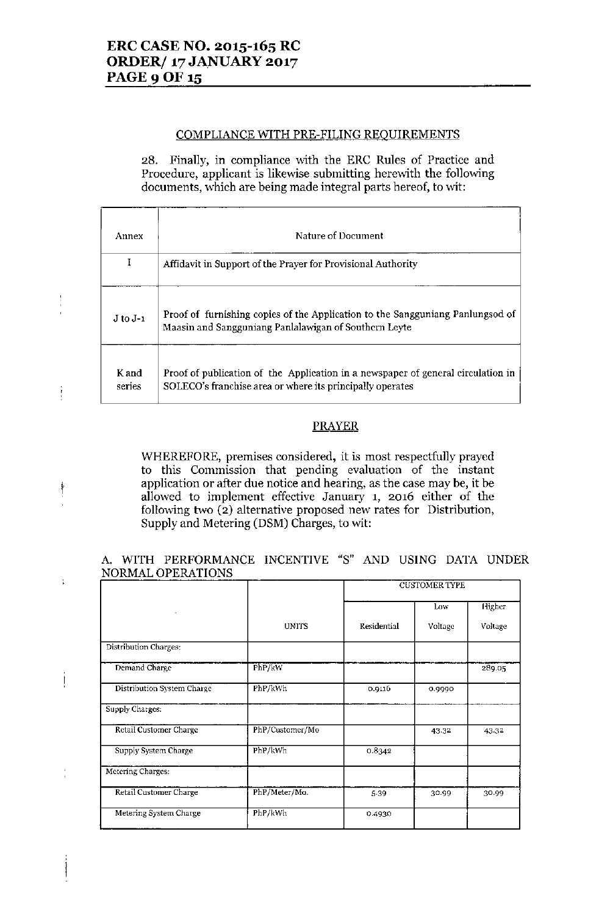## COMPLIANCE WITH PRE-FILING REQUIREMENTS

28. Finally, in compliance with the ERC Rules of Practice and Procedure, applicant is likewise submitting herewith the following documents, which are being made integral parts hereof, to wit:

| Annex | Nature of Document |
|---|---|
| I | Affidavit in Support of the Prayer for Provisional Authority |
| J to J-1 | Proof of furnishing copies of the Application to the Sangguniang Panlungsod of Maasin and Sangguniang Panlalawigan of Southern Leyte |
| K and series | Proof of publication of the Application in a newspaper of general circulation in SOLECO's franchise area or where its principally operates |

## PRAYER

WHEREFORE, premises considered, it is most respectfully prayed to this Commission that pending evaluation of the instant application or after due notice and hearing, as the case may be, it be allowed to implement effective January 1, 2016 either of the following two (2) alternative proposed new rates for Distribution, Supply and Metering (DSM) Charges, to wit:

A. WITH PERFORMANCE INCENTIVE "S" AND USING DATA UNDER NORMAL OPERATIONS

| | UNITS | CUSTOMER TYPE | | |
|---|---|---|---|---|
| | | Residential | Low Voltage | Higher Voltage |
| Distribution Charges: | | | | |
| Demand Charge | PhP/kW | | | 289.05 |
| Distribution System Charge | PhP/kWh | 0.9116 | 0.9990 | |
| Supply Charges: | | | | |
| Retail Customer Charge | PhP/Customer/Mo | | 43.32 | 43.32 |
| Supply System Charge | PhP/kWh | 0.8342 | | |
| Metering Charges: | | | | |
| Retail Customer Charge | PhP/Meter/Mo. | 5.39 | 30.99 | 30.99 |
| Metering System Charge | PhP/kWh | 0.4930 | | |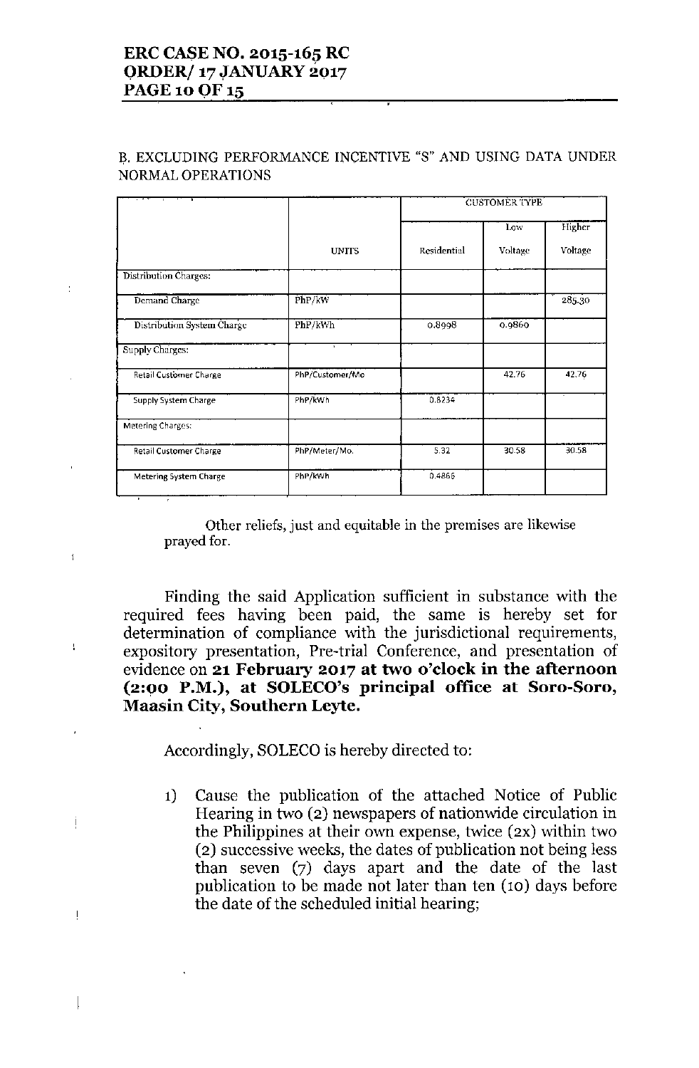B. EXCLUDING PERFORMANCE INCENTIVE "S" AND USING DATA UNDER NORMAL OPERATIONS

| | UNITS | CUSTOMER TYPE | | |
|---|---|---|---|---|
| | | Residential | Low Voltage | Higher Voltage |
| Distribution Charges: | | | | |
| Demand Charge | PhP/kW | | | 285.30 |
| Distribution System Charge | PhP/kWh | 0.8998 | 0.9860 | |
| Supply Charges: | | | | |
| Retail Customer Charge | PhP/Customer/Mo | | 42.76 | 42.76 |
| Supply System Charge | PhP/kWh | 0.8234 | | |
| Metering Charges: | | | | |
| Retail Customer Charge | PhP/Meter/Mo. | 5.32 | 30.58 | 30.58 |
| Metering System Charge | PhP/kWh | 0.4866 | | |

Other reliefs, just and equitable in the premises are likewise prayed for.

Finding the said Application sufficient in substance with the required fees having been paid, the same is hereby set for determination of compliance with the jurisdictional requirements, expository presentation, Pre-trial Conference, and presentation of evidence on **21 February 2017 at two o'clock in the afternoon (2:00 P.M.), at SOLECO's principal office at Soro-Soro, Maasin City, Southern Leyte.**

Accordingly, SOLECO is hereby directed to:

1) Cause the publication of the attached Notice of Public Hearing in two (2) newspapers of nationwide circulation in the Philippines at their own expense, twice (2x) within two (2) successive weeks, the dates of publication not being less than seven (7) days apart and the date of the last publication to be made not later than ten (10) days before the date of the scheduled initial hearing;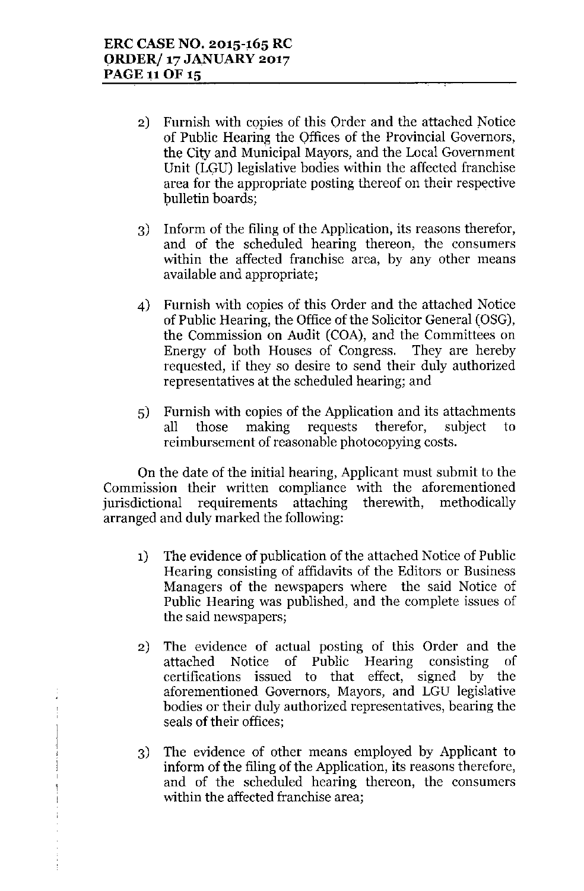2) Furnish with copies of this Order and the attached Notice of Public Hearing the Offices of the Provincial Governors, the City and Municipal Mayors, and the Local Government Unit (LGU) legislative bodies within the affected franchise area for the appropriate posting thereof on their respective bulletin boards;

3) Inform of the filing of the Application, its reasons therefor, and of the scheduled hearing thereon, the consumers within the affected franchise area, by any other means available and appropriate;

4) Furnish with copies of this Order and the attached Notice of Public Hearing, the Office of the Solicitor General (OSG), the Commission on Audit (COA), and the Committees on Energy of both Houses of Congress. They are hereby requested, if they so desire to send their duly authorized representatives at the scheduled hearing; and

5) Furnish with copies of the Application and its attachments all those making requests therefor, subject to reimbursement of reasonable photocopying costs.

On the date of the initial hearing, Applicant must submit to the Commission their written compliance with the aforementioned jurisdictional requirements attaching therewith, methodically arranged and duly marked the following:

1) The evidence of publication of the attached Notice of Public Hearing consisting of affidavits of the Editors or Business Managers of the newspapers where the said Notice of Public Hearing was published, and the complete issues of the said newspapers;

2) The evidence of actual posting of this Order and the attached Notice of Public Hearing consisting of certifications issued to that effect, signed by the aforementioned Governors, Mayors, and LGU legislative bodies or their duly authorized representatives, bearing the seals of their offices;

3) The evidence of other means employed by Applicant to inform of the filing of the Application, its reasons therefore, and of the scheduled hearing thereon, the consumers within the affected franchise area;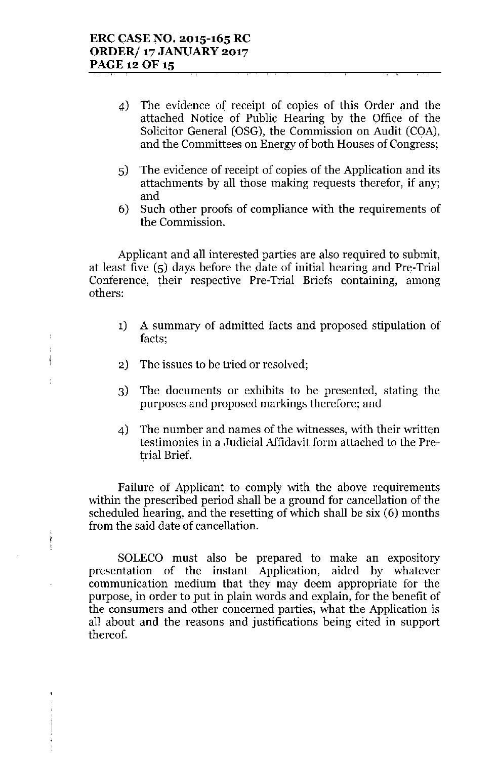4) The evidence of receipt of copies of this Order and the attached Notice of Public Hearing by the Office of the Solicitor General (OSG), the Commission on Audit (COA), and the Committees on Energy of both Houses of Congress;

5) The evidence of receipt of copies of the Application and its attachments by all those making requests therefor, if any; and

6) Such other proofs of compliance with the requirements of the Commission.

Applicant and all interested parties are also required to submit, at least five (5) days before the date of initial hearing and Pre-Trial Conference, their respective Pre-Trial Briefs containing, among others:

1) A summary of admitted facts and proposed stipulation of facts;

2) The issues to be tried or resolved;

3) The documents or exhibits to be presented, stating the purposes and proposed markings therefore; and

4) The number and names of the witnesses, with their written testimonies in a Judicial Affidavit form attached to the Pre-trial Brief.

Failure of Applicant to comply with the above requirements within the prescribed period shall be a ground for cancellation of the scheduled hearing, and the resetting of which shall be six (6) months from the said date of cancellation.

SOLECO must also be prepared to make an expository presentation of the instant Application, aided by whatever communication medium that they may deem appropriate for the purpose, in order to put in plain words and explain, for the benefit of the consumers and other concerned parties, what the Application is all about and the reasons and justifications being cited in support thereof.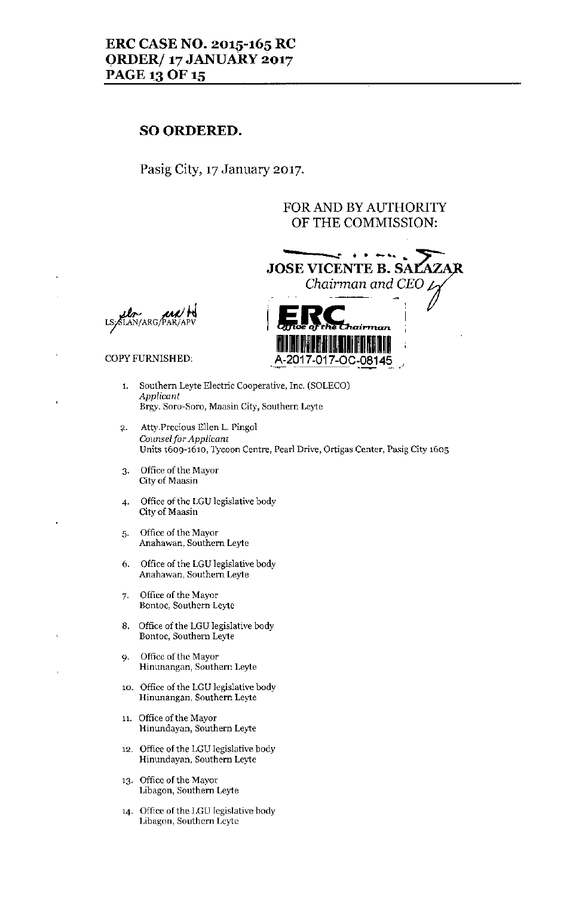**SO ORDERED.**

Pasig City, 17 January 2017.

FOR AND BY AUTHORITY
OF THE COMMISSION:

**JOSE VICENTE B. SALAZAR**
*Chairman and CEO*

ERC
Office of the Chairman
A-2017-017-OC-08145

LS/SLAN/ARG/PAR/APV

COPY FURNISHED:

1. Southern Leyte Electric Cooperative, Inc. (SOLECO)
   *Applicant*
   Brgy. Soro-Soro, Maasin City, Southern Leyte

2. Atty.Precious Ellen L. Pingol
   *Counsel for Applicant*
   Units 1609-1610, Tycoon Centre, Pearl Drive, Ortigas Center, Pasig City 1605

3. Office of the Mayor
   City of Maasin

4. Office of the LGU legislative body
   City of Maasin

5. Office of the Mayor
   Anahawan, Southern Leyte

6. Office of the LGU legislative body
   Anahawan, Southern Leyte

7. Office of the Mayor
   Bontoc, Southern Leyte

8. Office of the LGU legislative body
   Bontoc, Southern Leyte

9. Office of the Mayor
   Hinunangan, Southern Leyte

10. Office of the LGU legislative body
    Hinunangan, Southern Leyte

11. Office of the Mayor
    Hinundayan, Southern Leyte

12. Office of the LGU legislative body
    Hinundayan, Southern Leyte

13. Office of the Mayor
    Libagon, Southern Leyte

14. Office of the LGU legislative body
    Libagon, Southern Leyte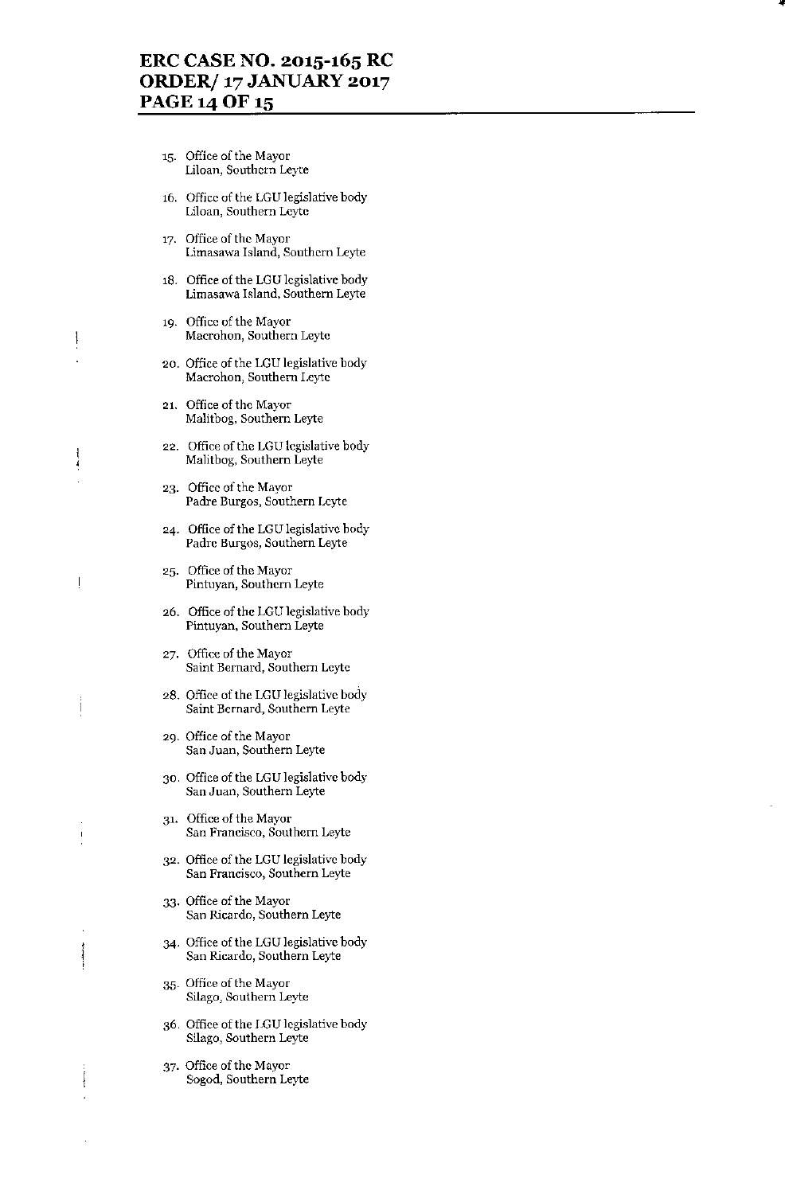15. Office of the Mayor
    Liloan, Southern Leyte

16. Office of the LGU legislative body
    Liloan, Southern Leyte

17. Office of the Mayor
    Limasawa Island, Southern Leyte

18. Office of the LGU legislative body
    Limasawa Island, Southern Leyte

19. Office of the Mayor
    Macrohon, Southern Leyte

20. Office of the LGU legislative body
    Macrohon, Southern Leyte

21. Office of the Mayor
    Malitbog, Southern Leyte

22. Office of the LGU legislative body
    Malitbog, Southern Leyte

23. Office of the Mayor
    Padre Burgos, Southern Leyte

24. Office of the LGU legislative body
    Padre Burgos, Southern Leyte

25. Office of the Mayor
    Pintuyan, Southern Leyte

26. Office of the LGU legislative body
    Pintuyan, Southern Leyte

27. Office of the Mayor
    Saint Bernard, Southern Leyte

28. Office of the LGU legislative body
    Saint Bernard, Southern Leyte

29. Office of the Mayor
    San Juan, Southern Leyte

30. Office of the LGU legislative body
    San Juan, Southern Leyte

31. Office of the Mayor
    San Francisco, Southern Leyte

32. Office of the LGU legislative body
    San Francisco, Southern Leyte

33. Office of the Mayor
    San Ricardo, Southern Leyte

34. Office of the LGU legislative body
    San Ricardo, Southern Leyte

35. Office of the Mayor
    Silago, Southern Leyte

36. Office of the LGU legislative body
    Silago, Southern Leyte

37. Office of the Mayor
    Sogod, Southern Leyte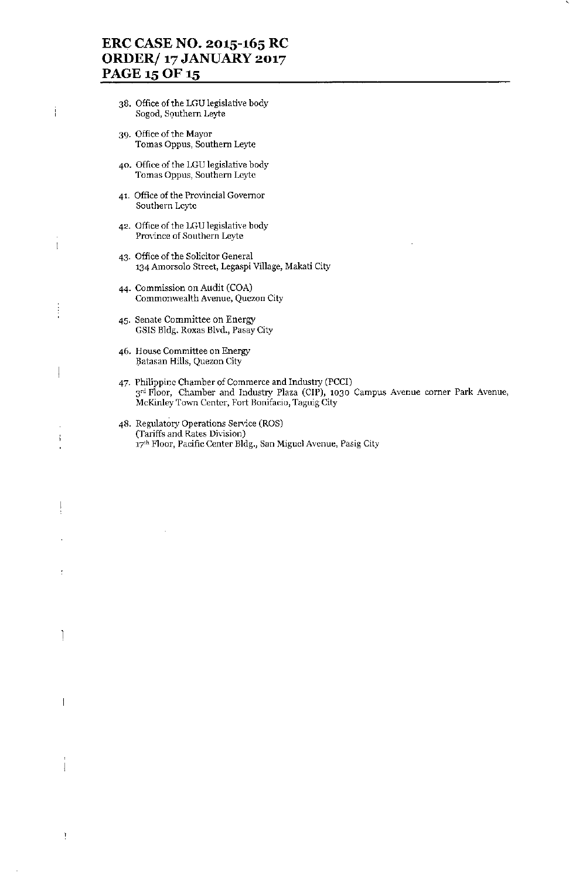38. Office of the LGU legislative body
    Sogod, Southern Leyte

39. Office of the Mayor
    Tomas Oppus, Southern Leyte

40. Office of the LGU legislative body
    Tomas Oppus, Southern Leyte

41. Office of the Provincial Governor
    Southern Leyte

42. Office of the LGU legislative body
    Province of Southern Leyte

43. Office of the Solicitor General
    134 Amorsolo Street, Legaspi Village, Makati City

44. Commission on Audit (COA)
    Commonwealth Avenue, Quezon City

45. Senate Committee on Energy
    GSIS Bldg. Roxas Blvd., Pasay City

46. House Committee on Energy
    Batasan Hills, Quezon City

47. Philippine Chamber of Commerce and Industry (PCCI)
    3rd Floor, Chamber and Industry Plaza (CIP), 1030 Campus Avenue corner Park Avenue, McKinley Town Center, Fort Bonifacio, Taguig City

48. Regulatory Operations Service (ROS)
    (Tariffs and Rates Division)
    17th Floor, Pacific Center Bldg., San Miguel Avenue, Pasig City